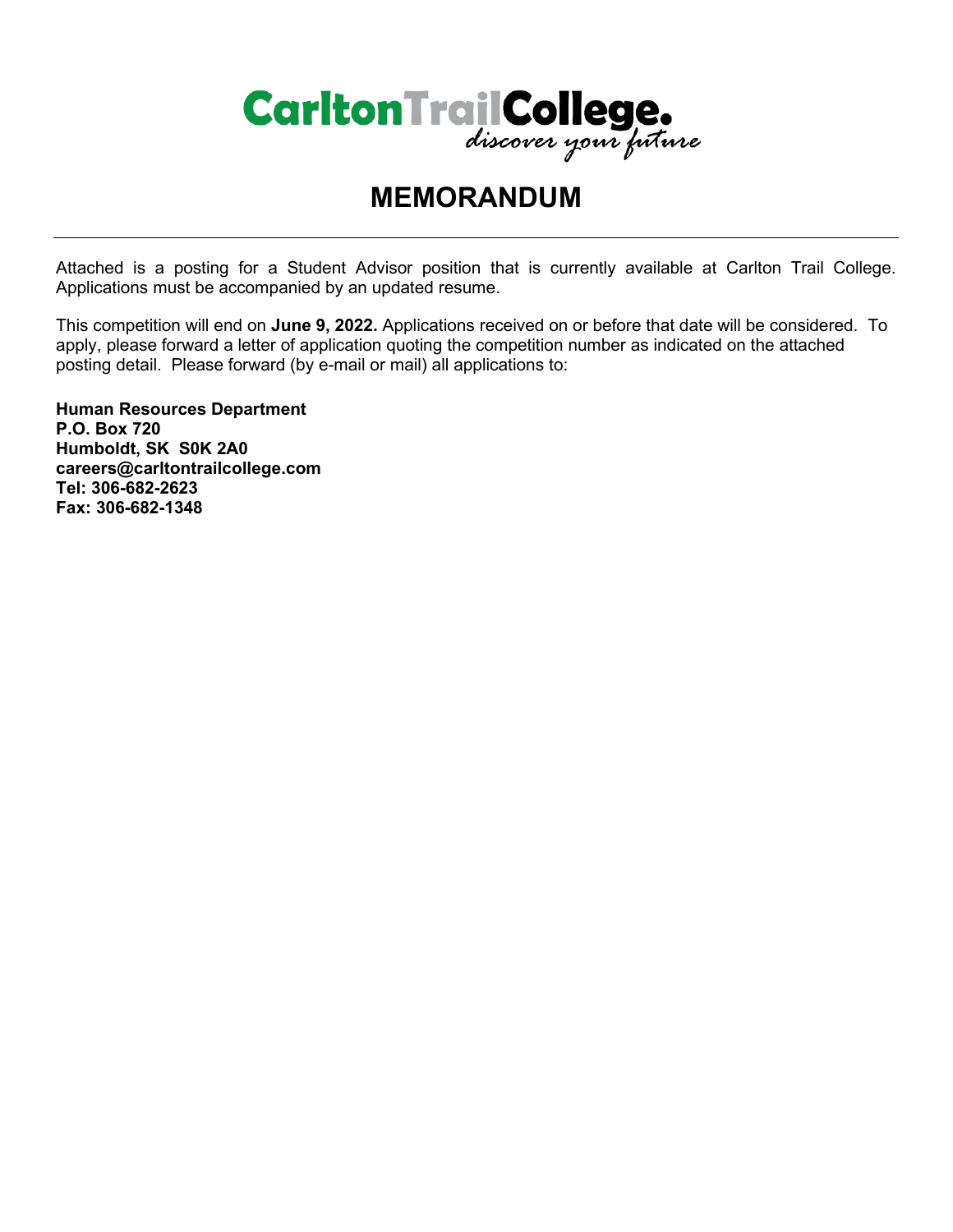Carlton Trail College.
*discover your future*

# MEMORANDUM

---

Attached is a posting for a Student Advisor position that is currently available at Carlton Trail College. Applications must be accompanied by an updated resume.

This competition will end on **June 9, 2022.** Applications received on or before that date will be considered. To apply, please forward a letter of application quoting the competition number as indicated on the attached posting detail. Please forward (by e-mail or mail) all applications to:

**Human Resources Department**
**P.O. Box 720**
**Humboldt, SK S0K 2A0**
**careers@carltontrailcollege.com**
**Tel: 306-682-2623**
**Fax: 306-682-1348**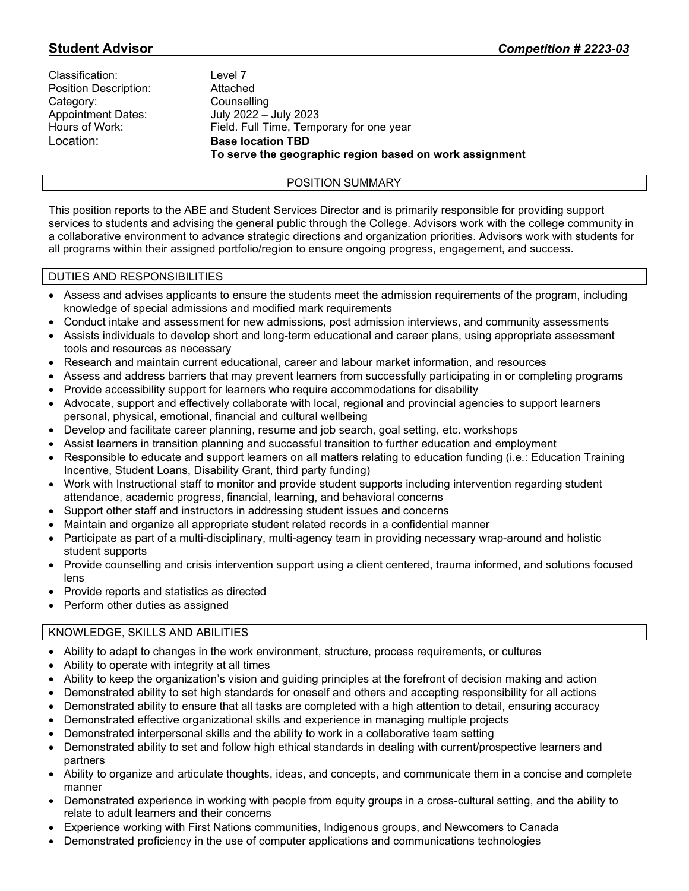## Student Advisor *Competition # 2223-03*

Classification: Level 7
Position Description: Attached
Category: Counselling
Appointment Dates: July 2022 – July 2023
Hours of Work: Field. Full Time, Temporary for one year
Location: **Base location TBD**
**To serve the geographic region based on work assignment**

### POSITION SUMMARY

This position reports to the ABE and Student Services Director and is primarily responsible for providing support services to students and advising the general public through the College. Advisors work with the college community in a collaborative environment to advance strategic directions and organization priorities. Advisors work with students for all programs within their assigned portfolio/region to ensure ongoing progress, engagement, and success.

### DUTIES AND RESPONSIBILITIES

- Assess and advises applicants to ensure the students meet the admission requirements of the program, including knowledge of special admissions and modified mark requirements
- Conduct intake and assessment for new admissions, post admission interviews, and community assessments
- Assists individuals to develop short and long-term educational and career plans, using appropriate assessment tools and resources as necessary
- Research and maintain current educational, career and labour market information, and resources
- Assess and address barriers that may prevent learners from successfully participating in or completing programs
- Provide accessibility support for learners who require accommodations for disability
- Advocate, support and effectively collaborate with local, regional and provincial agencies to support learners personal, physical, emotional, financial and cultural wellbeing
- Develop and facilitate career planning, resume and job search, goal setting, etc. workshops
- Assist learners in transition planning and successful transition to further education and employment
- Responsible to educate and support learners on all matters relating to education funding (i.e.: Education Training Incentive, Student Loans, Disability Grant, third party funding)
- Work with Instructional staff to monitor and provide student supports including intervention regarding student attendance, academic progress, financial, learning, and behavioral concerns
- Support other staff and instructors in addressing student issues and concerns
- Maintain and organize all appropriate student related records in a confidential manner
- Participate as part of a multi-disciplinary, multi-agency team in providing necessary wrap-around and holistic student supports
- Provide counselling and crisis intervention support using a client centered, trauma informed, and solutions focused lens
- Provide reports and statistics as directed
- Perform other duties as assigned

### KNOWLEDGE, SKILLS AND ABILITIES

- Ability to adapt to changes in the work environment, structure, process requirements, or cultures
- Ability to operate with integrity at all times
- Ability to keep the organization's vision and guiding principles at the forefront of decision making and action
- Demonstrated ability to set high standards for oneself and others and accepting responsibility for all actions
- Demonstrated ability to ensure that all tasks are completed with a high attention to detail, ensuring accuracy
- Demonstrated effective organizational skills and experience in managing multiple projects
- Demonstrated interpersonal skills and the ability to work in a collaborative team setting
- Demonstrated ability to set and follow high ethical standards in dealing with current/prospective learners and partners
- Ability to organize and articulate thoughts, ideas, and concepts, and communicate them in a concise and complete manner
- Demonstrated experience in working with people from equity groups in a cross-cultural setting, and the ability to relate to adult learners and their concerns
- Experience working with First Nations communities, Indigenous groups, and Newcomers to Canada
- Demonstrated proficiency in the use of computer applications and communications technologies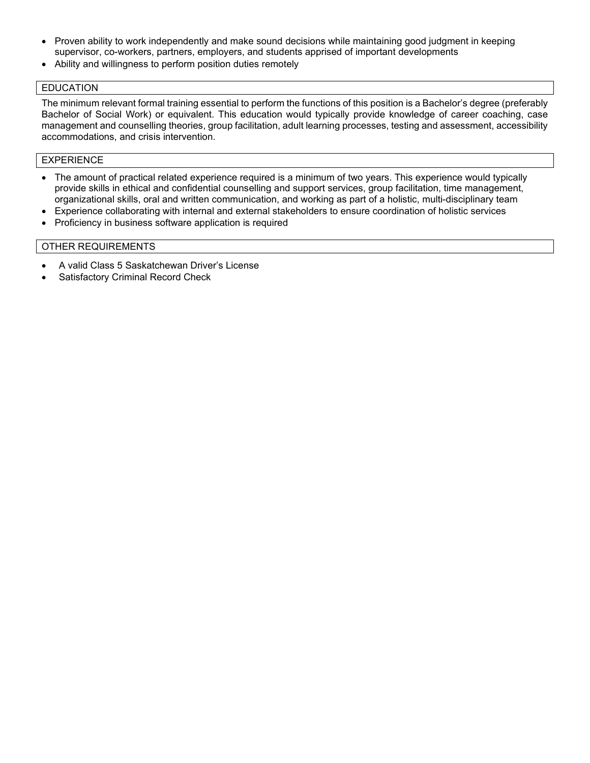- Proven ability to work independently and make sound decisions while maintaining good judgment in keeping supervisor, co-workers, partners, employers, and students apprised of important developments
- Ability and willingness to perform position duties remotely

## EDUCATION

The minimum relevant formal training essential to perform the functions of this position is a Bachelor's degree (preferably Bachelor of Social Work) or equivalent. This education would typically provide knowledge of career coaching, case management and counselling theories, group facilitation, adult learning processes, testing and assessment, accessibility accommodations, and crisis intervention.

## EXPERIENCE

- The amount of practical related experience required is a minimum of two years. This experience would typically provide skills in ethical and confidential counselling and support services, group facilitation, time management, organizational skills, oral and written communication, and working as part of a holistic, multi-disciplinary team
- Experience collaborating with internal and external stakeholders to ensure coordination of holistic services
- Proficiency in business software application is required

## OTHER REQUIREMENTS

- A valid Class 5 Saskatchewan Driver's License
- Satisfactory Criminal Record Check